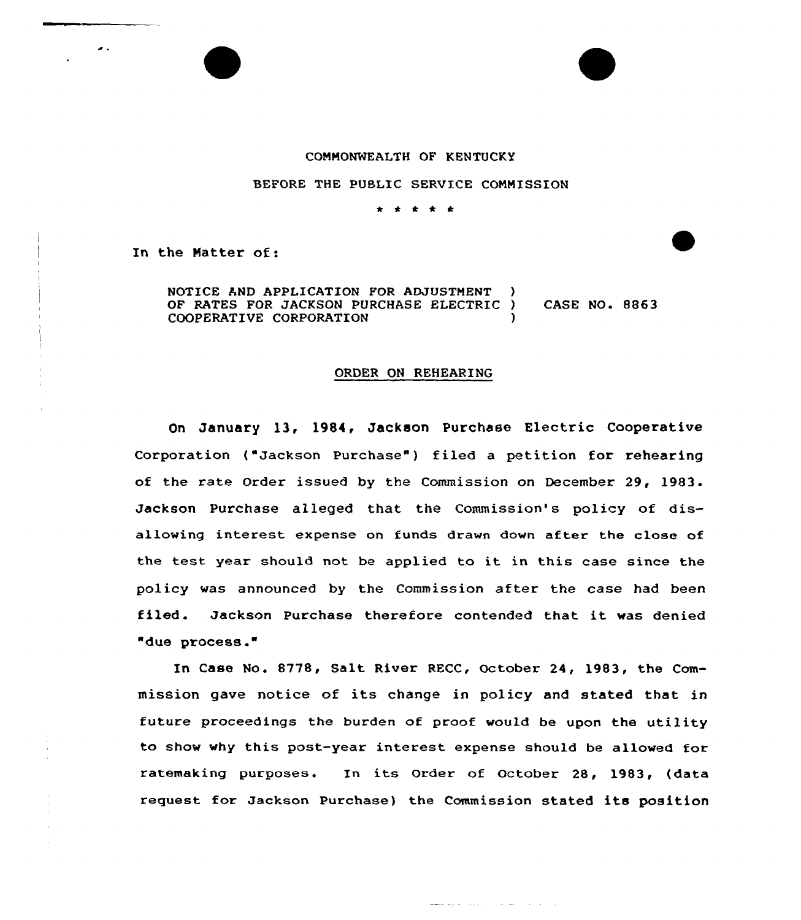COMMONWEALTH OF KENTUCKY

BEFORE THE PUBLIC SERVICE COMMISSION

\* \* \* \* \*

In the Matter of:

NOTICE AND APPLICATION FOR ADJUSTMENT OF RATES FOR JACKSON PURCHASE ELECTRIC COOPERATIVE CORPORATION ) CASE NO. 8863

ORDER ON REHEARING

On January 13, 1984, Jackson Purchase Electric Cooperative Corporation ("Jackson Purchase") filed a petition for rehearing of the rate Order issued by the Commission on December 29, 1983. Jackson Purchase alleged that the Commission's policy of disallowing interest expense on funds drawn down after the close of the test year should not be applied to it in this case since the policy was announced by the Commission after the case had been filed. Jackson Purchase therefore contended that it was denied "due process."

In Case No. 8778, Salt River RECC, October 24, 1983, the Commission gave notice of its change in policy and stated that in future proceedings the burden of proof would be upon the utility to show why this post-year interest expense should be allowed for ratemaking purposes. In its Order of October 28, 1983, (data request for Jackson Purchase) the Commission stated its position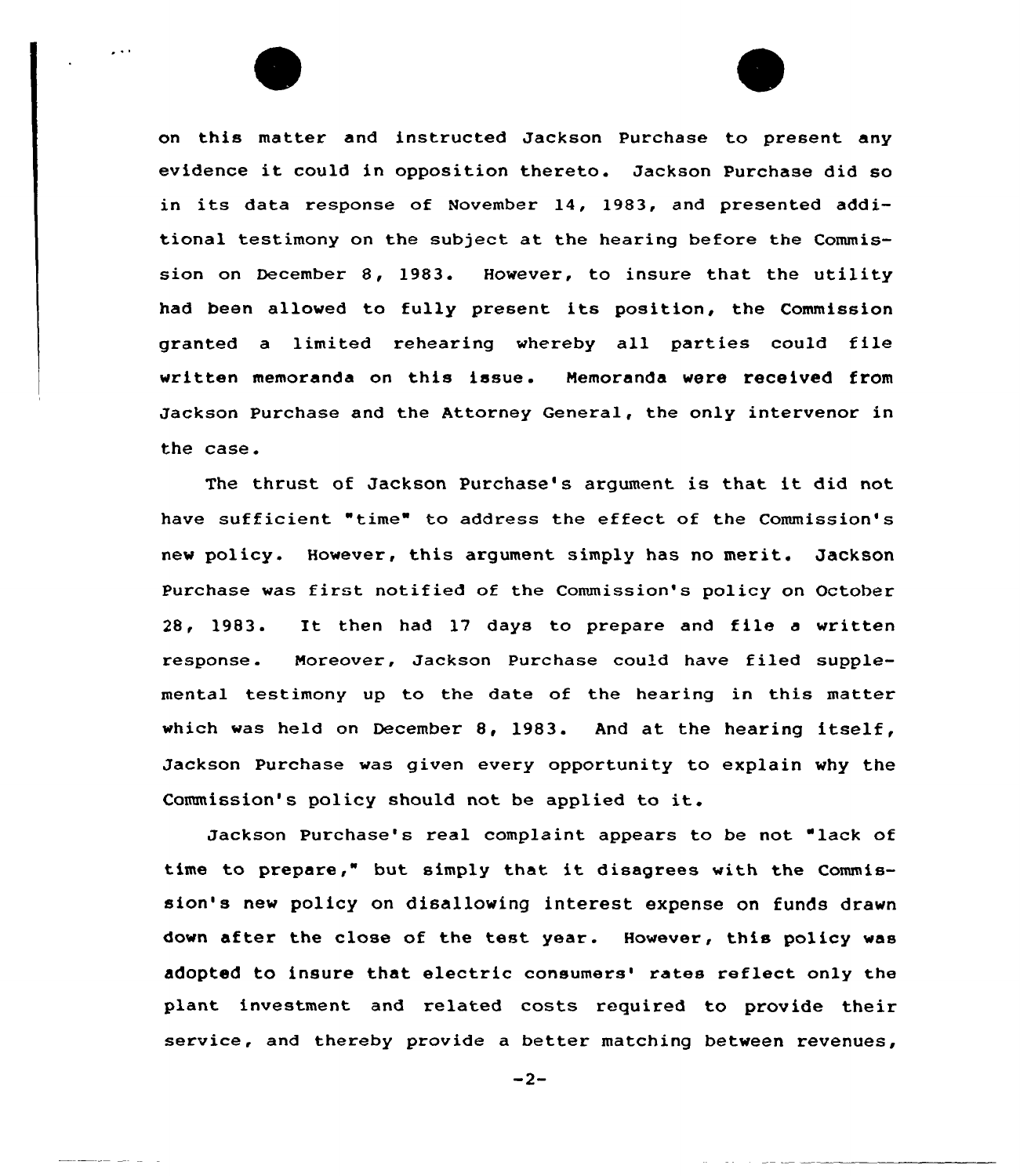on this matter and instructed Jackson Purchase to present any evidence it could in opposition thereto. Jackson Purchase did so in its data response of November 14, 1983, and presented additional testimony on the subject at the hearing before the Commission on December 8, 1983. However, to insure that the utility had been allowed to fully present its position, the Commission granted a limited rehearing whereby all parties could file written memoranda on this issue. Memoranda were received from Jackson Purchase and the Attorney General, the only intervenor in the case.

The thrust of Jackson Purchase's argument is that it did not have sufficient "time" to address the effect of the Commission's new policy. However, this argument simply has no merit. Jackson Purchase was first notified of the Commission's policy on October 28, 1983. It then had 17 days to prepare and file a written response. Moreover, Jackson Purchase could have filed supplemental testimony up to the date of the hearing in this matter which was held on December 8, 1983. And at the hearing itself, Jackson Purchase was given every opportunity to explain why the Commission's policy should not be applied to it.

Jackson Purchase's real complaint appears to be not "lack of time to prepare," but simply that it disagrees with the Commission's new policy on disallowing interest expense on funds drawn down after the close of the test year. However, this policy was adopted to insure that electric consumers' rates reflect only the plant investment and related costs required to provide their service, and thereby provide a better matching between revenues,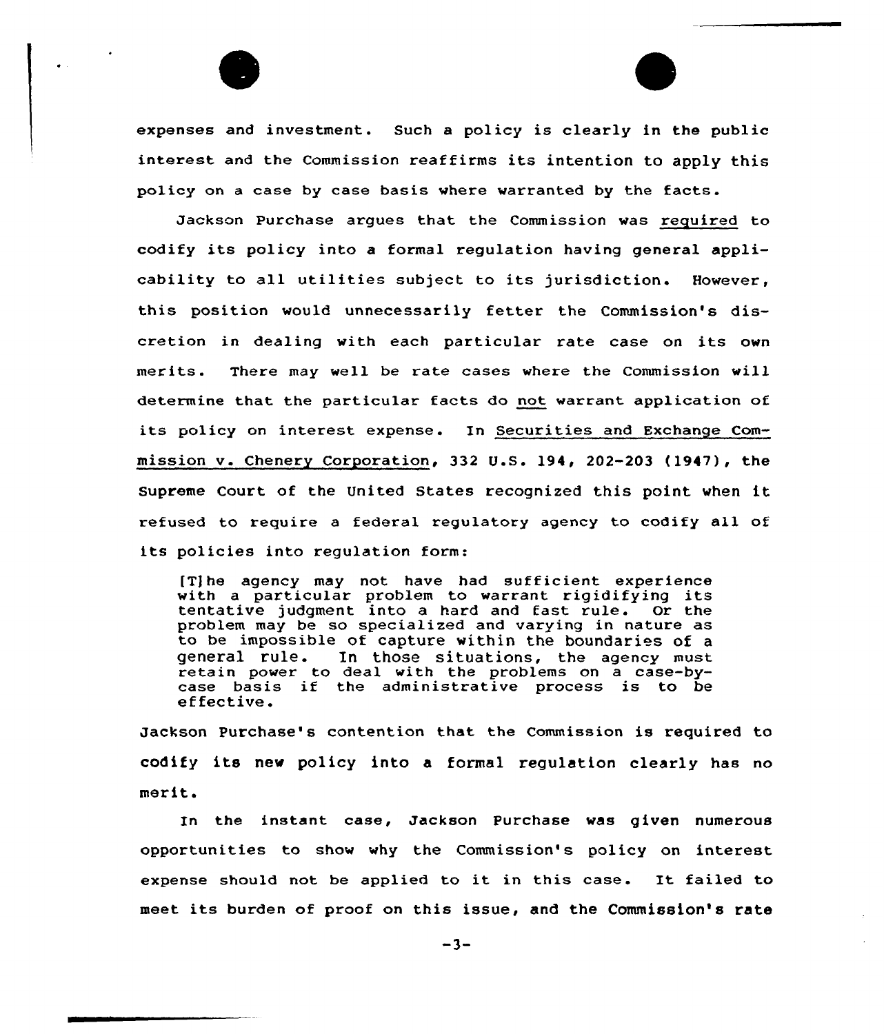expenses and investment. Such a policy is clearly in the public interest and the Commission reaffirms its intention to apply this policy on a case by case basis where warranted by the facts.

Jackson Purchase argues that the Commission was required to codify its policy into a formal regulation having general applicability to all utilities subject to its jurisdiction. However, this position would unnecessarily fetter the Commission's discretion in dealing with each particular rate case on its own merits. There may well be rate cases where the Commission will determine that the particular facts do not warrant application of its policy on interest expense. In Securities and Exchange Commission v. Chenery Corporation, 332 U.S. 194, 202-203 (1947), the Supreme Court of the United States recognized this point when it refused to require a federal regulatory agency to codify all of its policies into regulation form:

> [T]he agency may not have had sufficient experience with a particular problem to warrant rigidifying its tentative judgment into a hard and fast rule. Or the problem may be so specialized and varying in nature as to be impossible of capture within the boundaries of a general rule. In those situations, the agency must retain power to deal with the problems on a case-by-case basis if the administrative process is to be effective.

Jackson Purchase's contention that the Commission is required to codify its new policy into a formal regulation clearly has no merit.

In the instant case, Jackson Purchase was given numerous opportunities to show why the Commission's policy on interest expense should not be applied to it in this case. It failed to meet its burden of proof on this issue, and the Commission's rate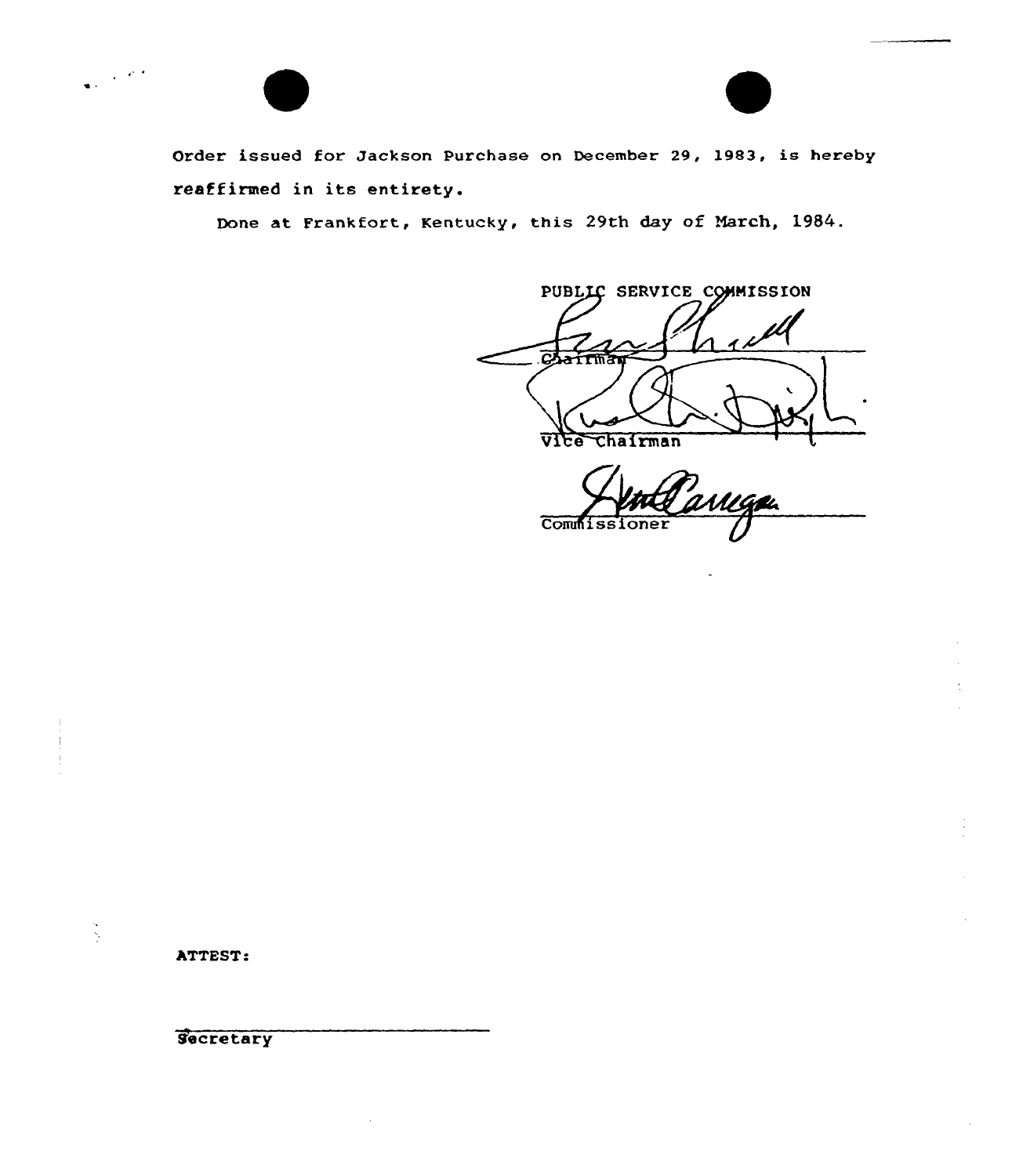Order issued for Jackson Purchase on December 29, 1983, is hereby reaffirmed in its entirety.

Done at Frankfort, Kentucky, this 29th day of March, 1984.

PUBLIC SERVICE COMMISSION

Chairman

Vice Chairman

Commissioner

ATTEST:

Secretary